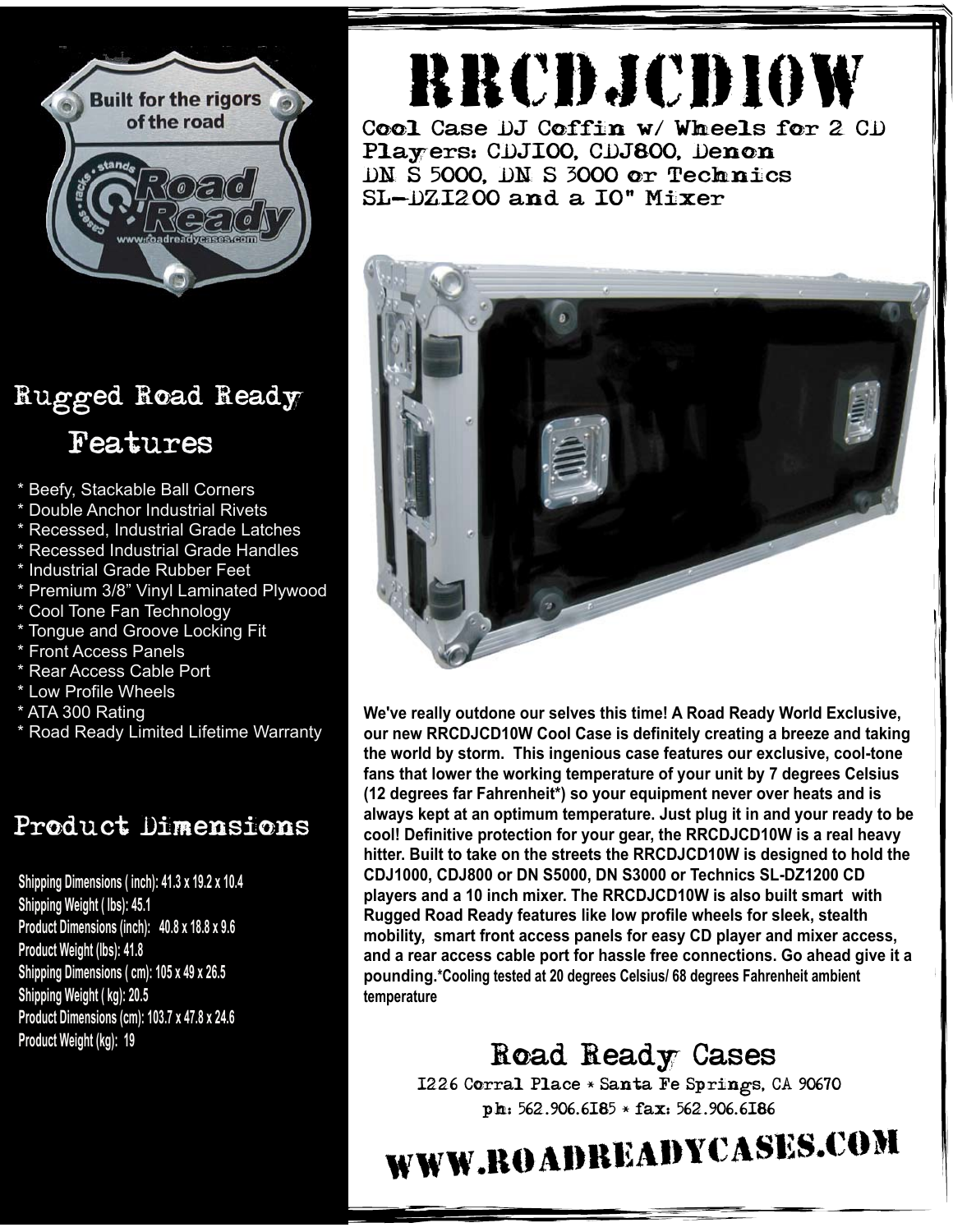# RRCDJCD10W

## Cool Case DJ Coffin w/ Wheels for 2 CD Players: CDJ100, CDJ800, Denon DN S 5000, DN S 3000 or Technics SL-DZ1200 and a 10" Mixer

**We've really outdone our selves this time! A Road Ready World Exclusive, our new RRCDJCD10W Cool Case is definitely creating a breeze and taking the world by storm. This ingenious case features our exclusive, cool-tone fans that lower the working temperature of your unit by 7 degrees Celsius (12 degrees far Fahrenheit*) so your equipment never over heats and is always kept at an optimum temperature. Just plug it in and your ready to be cool! Definitive protection for your gear, the RRCDJCD10W is a real heavy hitter. Built to take on the streets the RRCDJCD10W is designed to hold the CDJ1000, CDJ800 or DN S5000, DN S3000 or Technics SL-DZ1200 CD players and a 10 inch mixer. The RRCDJCD10W is also built smart with Rugged Road Ready features like low profile wheels for sleek, stealth mobility, smart front access panels for easy CD player and mixer access, and a rear access cable port for hassle free connections. Go ahead give it a pounding.*Cooling tested at 20 degrees Celsius/ 68 degrees Fahrenheit ambient temperature**

## Rugged Road Ready Features

* Beefy, Stackable Ball Corners
* Double Anchor Industrial Rivets
* Recessed, Industrial Grade Latches
* Recessed Industrial Grade Handles
* Industrial Grade Rubber Feet
* Premium 3/8" Vinyl Laminated Plywood
* Cool Tone Fan Technology
* Tongue and Groove Locking Fit
* Front Access Panels
* Rear Access Cable Port
* Low Profile Wheels
* ATA 300 Rating
* Road Ready Limited Lifetime Warranty

## Product Dimensions

**Shipping Dimensions ( inch): 41.3 x 19.2 x 10.4**
**Shipping Weight ( lbs): 45.1**
**Product Dimensions (inch): 40.8 x 18.8 x 9.6**
**Product Weight (lbs): 41.8**
**Shipping Dimensions ( cm): 105 x 49 x 26.5**
**Shipping Weight ( kg): 20.5**
**Product Dimensions (cm): 103.7 x 47.8 x 24.6**
**Product Weight (kg): 19**

## Road Ready Cases

1226 Corral Place * Santa Fe Springs, CA 90670
ph: 562.906.6185 * fax: 562.906.6186

# WWW.ROADREADYCASES.COM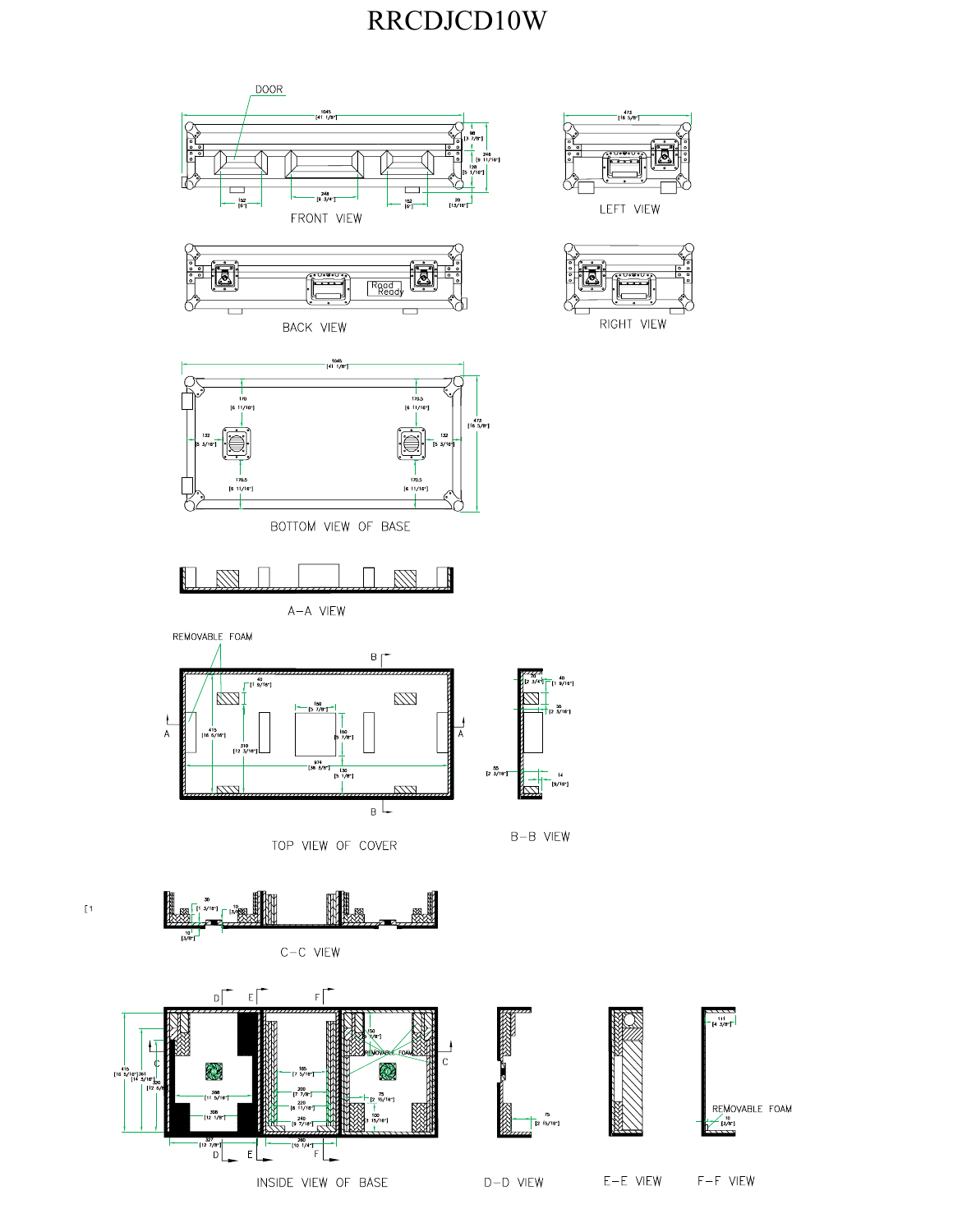# RRCDJCD10W

DOOR

1045
[41 1/8"]

98
[3 7/8"]

246
[9 11/16"]

128
[5 1/16"]

152
[6"]

248
[9 3/4"]

152
[6"]

20
[13/16"]

FRONT VIEW

473
[18 5/8"]

LEFT VIEW

BACK VIEW

RIGHT VIEW

1045
[41 1/8"]

170
[6 11/16"]

170.5
[6 11/16"]

473
[18 5/8"]

132
[5 3/16"]

132
[5 3/16"]

170.5
[6 11/16"]

170.5
[6 11/16"]

BOTTOM VIEW OF BASE

A–A VIEW

REMOVABLE FOAM

B

40
[1 9/16"]

150
[5 7/8"]

415
[16 5/16"]

150
[5 7/8"]

310
[12 3/16"]

974
[38 3/8"]

130
[5 1/8"]

A

A

B

TOP VIEW OF COVER

70
[2 3/4"]

40
[1 9/16"]

35
[2 3/16"]

55
[2 3/16"]

14
[9/16"]

B–B VIEW

30
[1 3/16"]

10
[3/8"]

10
[3/8"]

C–C VIEW

D E F

415
[16 5/16"]

361
[14 3/16"]

320
[12 5/8"]

C

150
[5 7/8"]

REMOVABLE FOAM

C

185
[7 5/16"]

200
[7 7/8"]

220
[8 11/16"]

240
[9 7/16"]

288
[11 5/16"]

308
[12 1/8"]

75
[2 15/16"]

100
[3 15/16"]

327
[12 7/8"]

260
[10 1/4"]

D E F

INSIDE VIEW OF BASE

75
[2 15/16"]

D–D VIEW

E–E VIEW

111
[4 3/8"]

REMOVABLE FOAM

10
[3/8"]

F–F VIEW